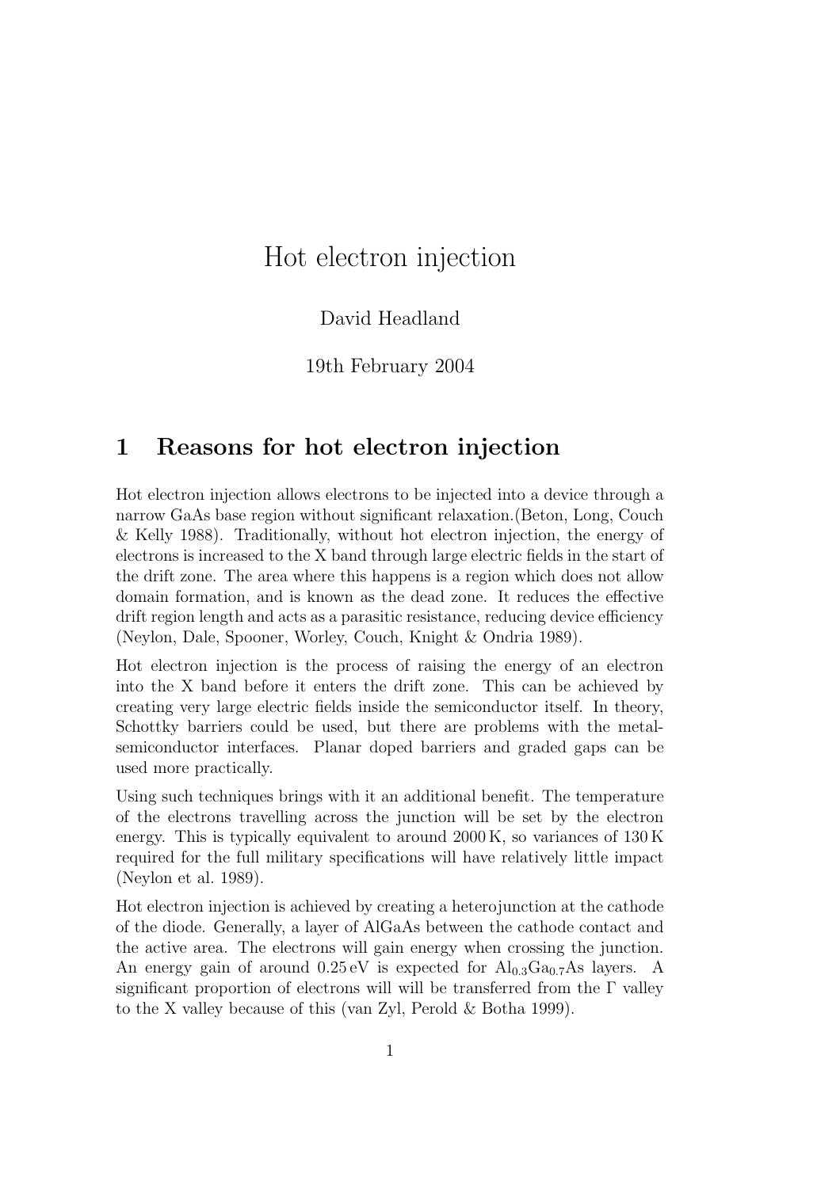# Hot electron injection

David Headland

19th February 2004

## 1 Reasons for hot electron injection

Hot electron injection allows electrons to be injected into a device through a narrow GaAs base region without significant relaxation.(Beton, Long, Couch & Kelly 1988). Traditionally, without hot electron injection, the energy of electrons is increased to the X band through large electric fields in the start of the drift zone. The area where this happens is a region which does not allow domain formation, and is known as the dead zone. It reduces the effective drift region length and acts as a parasitic resistance, reducing device efficiency (Neylon, Dale, Spooner, Worley, Couch, Knight & Ondria 1989).

Hot electron injection is the process of raising the energy of an electron into the X band before it enters the drift zone. This can be achieved by creating very large electric fields inside the semiconductor itself. In theory, Schottky barriers could be used, but there are problems with the metal-semiconductor interfaces. Planar doped barriers and graded gaps can be used more practically.

Using such techniques brings with it an additional benefit. The temperature of the electrons travelling across the junction will be set by the electron energy. This is typically equivalent to around 2000 K, so variances of 130 K required for the full military specifications will have relatively little impact (Neylon et al. 1989).

Hot electron injection is achieved by creating a heterojunction at the cathode of the diode. Generally, a layer of AlGaAs between the cathode contact and the active area. The electrons will gain energy when crossing the junction. An energy gain of around 0.25 eV is expected for $Al_{0.3}Ga_{0.7}As$ layers. A significant proportion of electrons will will be transferred from the $\Gamma$ valley to the X valley because of this (van Zyl, Perold & Botha 1999).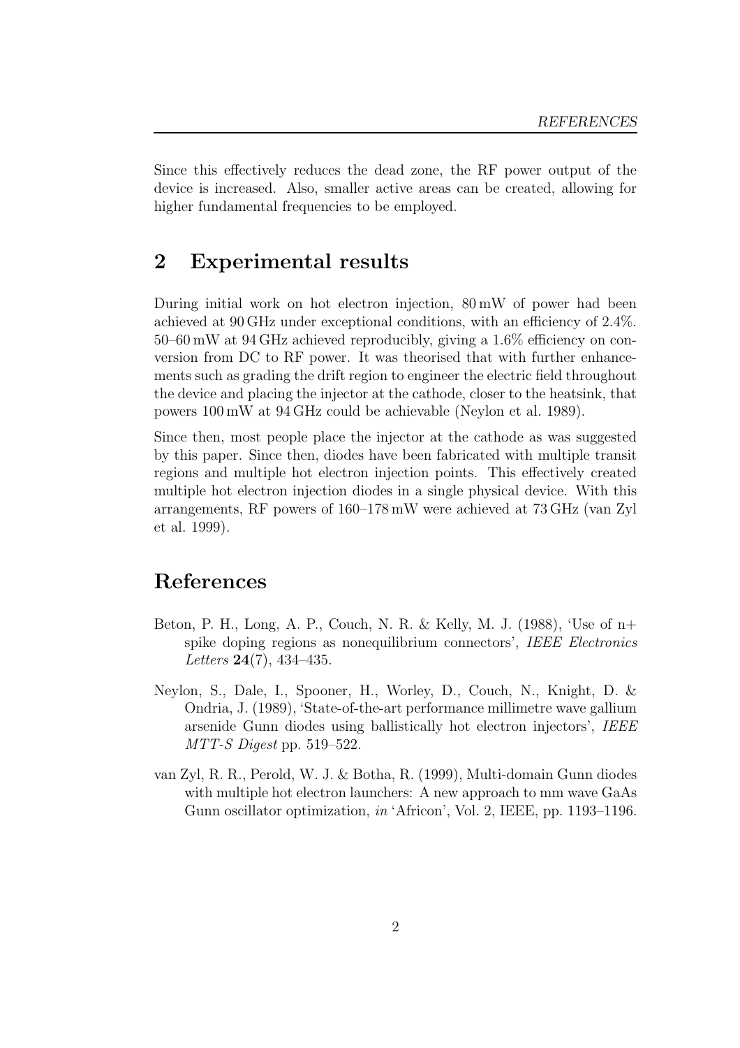Since this effectively reduces the dead zone, the RF power output of the device is increased. Also, smaller active areas can be created, allowing for higher fundamental frequencies to be employed.

## 2 Experimental results

During initial work on hot electron injection, 80 mW of power had been achieved at 90 GHz under exceptional conditions, with an efficiency of 2.4%. 50–60 mW at 94 GHz achieved reproducibly, giving a 1.6% efficiency on conversion from DC to RF power. It was theorised that with further enhancements such as grading the drift region to engineer the electric field throughout the device and placing the injector at the cathode, closer to the heatsink, that powers 100 mW at 94 GHz could be achievable (Neylon et al. 1989).

Since then, most people place the injector at the cathode as was suggested by this paper. Since then, diodes have been fabricated with multiple transit regions and multiple hot electron injection points. This effectively created multiple hot electron injection diodes in a single physical device. With this arrangements, RF powers of 160–178 mW were achieved at 73 GHz (van Zyl et al. 1999).

## References

Beton, P. H., Long, A. P., Couch, N. R. & Kelly, M. J. (1988), 'Use of n+ spike doping regions as nonequilibrium connectors', *IEEE Electronics Letters* **24**(7), 434–435.

Neylon, S., Dale, I., Spooner, H., Worley, D., Couch, N., Knight, D. & Ondria, J. (1989), 'State-of-the-art performance millimetre wave gallium arsenide Gunn diodes using ballistically hot electron injectors', *IEEE MTT-S Digest* pp. 519–522.

van Zyl, R. R., Perold, W. J. & Botha, R. (1999), Multi-domain Gunn diodes with multiple hot electron launchers: A new approach to mm wave GaAs Gunn oscillator optimization, *in* 'Africon', Vol. 2, IEEE, pp. 1193–1196.